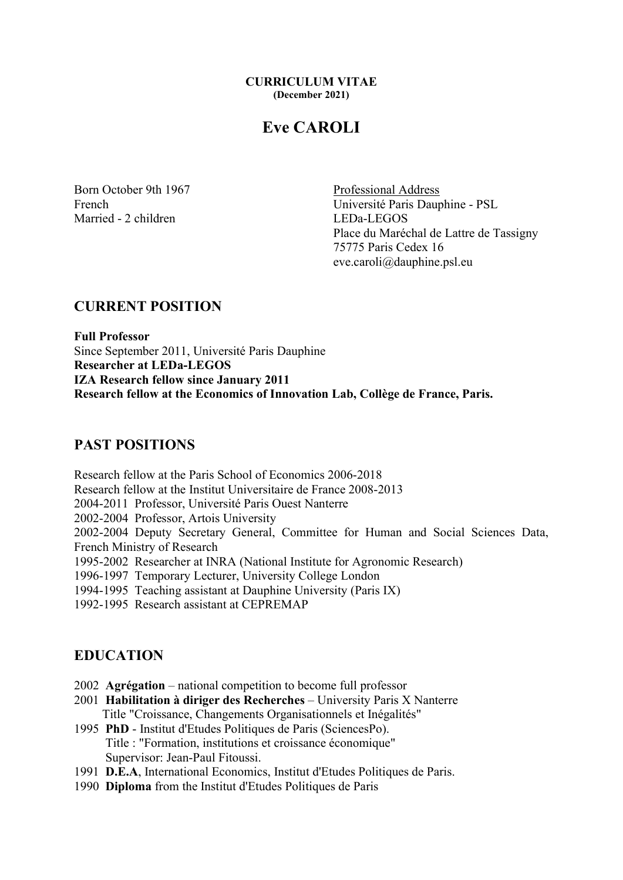**CURRICULUM VITAE**
**(December 2021)**

# Eve CAROLI

Born October 9th 1967
French
Married - 2 children

Professional Address
Université Paris Dauphine - PSL
LEDa-LEGOS
Place du Maréchal de Lattre de Tassigny
75775 Paris Cedex 16
eve.caroli@dauphine.psl.eu

## CURRENT POSITION

**Full Professor**
Since September 2011, Université Paris Dauphine
**Researcher at LEDa-LEGOS**
**IZA Research fellow since January 2011**
**Research fellow at the Economics of Innovation Lab, Collège de France, Paris.**

## PAST POSITIONS

Research fellow at the Paris School of Economics 2006-2018
Research fellow at the Institut Universitaire de France 2008-2013
2004-2011 Professor, Université Paris Ouest Nanterre
2002-2004 Professor, Artois University
2002-2004 Deputy Secretary General, Committee for Human and Social Sciences Data, French Ministry of Research
1995-2002 Researcher at INRA (National Institute for Agronomic Research)
1996-1997 Temporary Lecturer, University College London
1994-1995 Teaching assistant at Dauphine University (Paris IX)
1992-1995 Research assistant at CEPREMAP

## EDUCATION

2002 **Agrégation** – national competition to become full professor
2001 **Habilitation à diriger des Recherches** – University Paris X Nanterre
Title "Croissance, Changements Organisationnels et Inégalités"
1995 **PhD** - Institut d'Etudes Politiques de Paris (SciencesPo).
Title : "Formation, institutions et croissance économique"
Supervisor: Jean-Paul Fitoussi.
1991 **D.E.A**, International Economics, Institut d'Etudes Politiques de Paris.
1990 **Diploma** from the Institut d'Etudes Politiques de Paris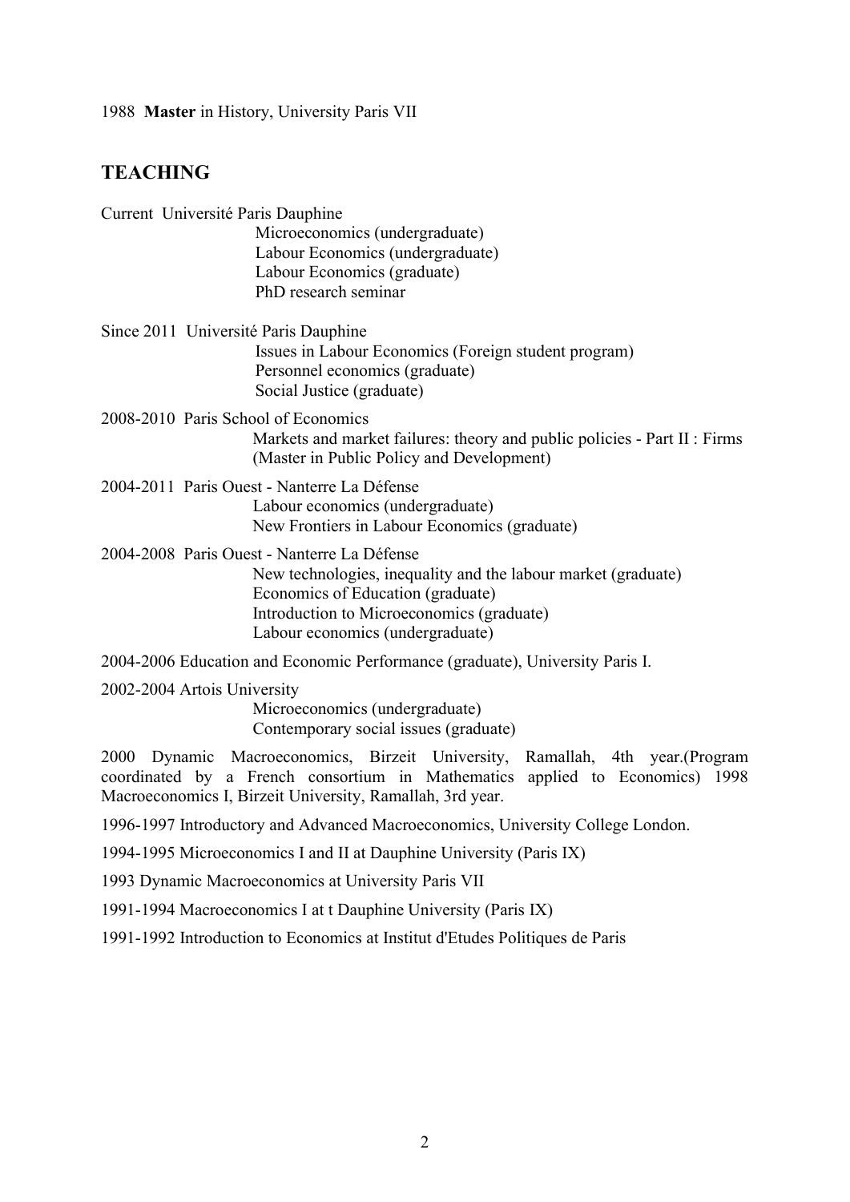1988 **Master** in History, University Paris VII

## TEACHING

Current Université Paris Dauphine
Microeconomics (undergraduate)
Labour Economics (undergraduate)
Labour Economics (graduate)
PhD research seminar

Since 2011 Université Paris Dauphine
Issues in Labour Economics (Foreign student program)
Personnel economics (graduate)
Social Justice (graduate)

2008-2010 Paris School of Economics
Markets and market failures: theory and public policies - Part II : Firms (Master in Public Policy and Development)

2004-2011 Paris Ouest - Nanterre La Défense
Labour economics (undergraduate)
New Frontiers in Labour Economics (graduate)

2004-2008 Paris Ouest - Nanterre La Défense
New technologies, inequality and the labour market (graduate)
Economics of Education (graduate)
Introduction to Microeconomics (graduate)
Labour economics (undergraduate)

2004-2006 Education and Economic Performance (graduate), University Paris I.

2002-2004 Artois University
Microeconomics (undergraduate)
Contemporary social issues (graduate)

2000 Dynamic Macroeconomics, Birzeit University, Ramallah, 4th year.(Program coordinated by a French consortium in Mathematics applied to Economics) 1998 Macroeconomics I, Birzeit University, Ramallah, 3rd year.

1996-1997 Introductory and Advanced Macroeconomics, University College London.

1994-1995 Microeconomics I and II at Dauphine University (Paris IX)

1993 Dynamic Macroeconomics at University Paris VII

1991-1994 Macroeconomics I at t Dauphine University (Paris IX)

1991-1992 Introduction to Economics at Institut d'Etudes Politiques de Paris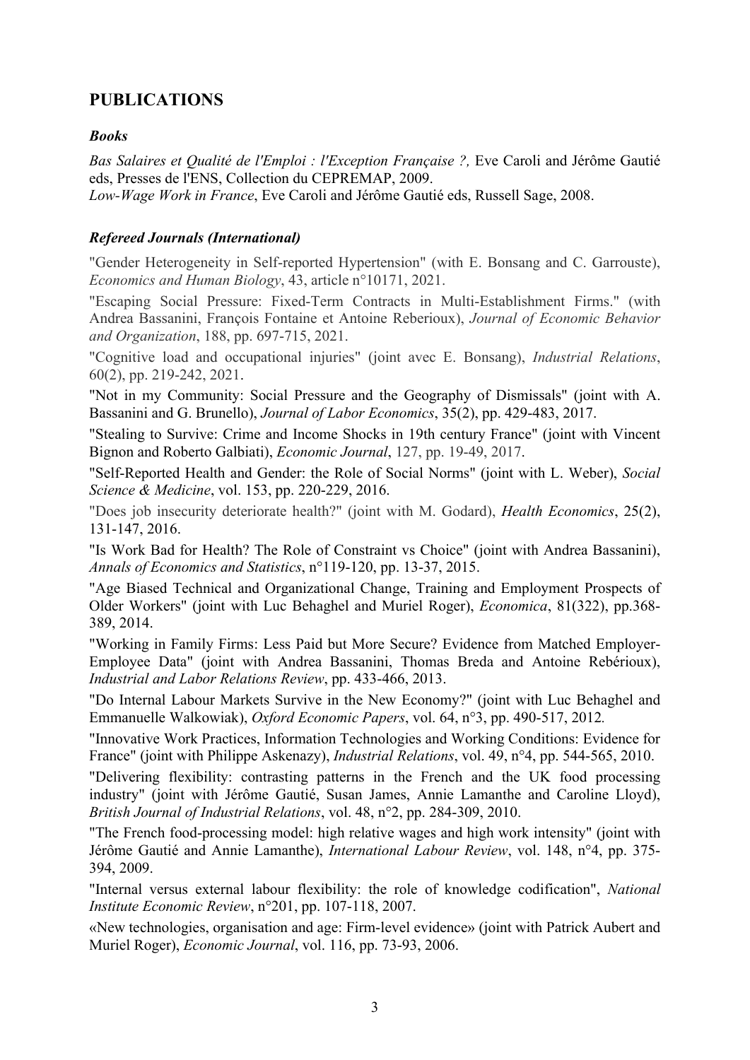## PUBLICATIONS

### *Books*

*Bas Salaires et Qualité de l'Emploi : l'Exception Française ?,* Eve Caroli and Jérôme Gautié eds, Presses de l'ENS, Collection du CEPREMAP, 2009.

*Low-Wage Work in France*, Eve Caroli and Jérôme Gautié eds, Russell Sage, 2008.

### *Refereed Journals (International)*

"Gender Heterogeneity in Self-reported Hypertension" (with E. Bonsang and C. Garrouste), *Economics and Human Biology*, 43, article n°10171, 2021.

"Escaping Social Pressure: Fixed-Term Contracts in Multi-Establishment Firms." (with Andrea Bassanini, François Fontaine et Antoine Reberioux), *Journal of Economic Behavior and Organization*, 188, pp. 697-715, 2021.

"Cognitive load and occupational injuries" (joint avec E. Bonsang), *Industrial Relations*, 60(2), pp. 219-242, 2021.

"Not in my Community: Social Pressure and the Geography of Dismissals" (joint with A. Bassanini and G. Brunello), *Journal of Labor Economics*, 35(2), pp. 429-483, 2017.

"Stealing to Survive: Crime and Income Shocks in 19th century France" (joint with Vincent Bignon and Roberto Galbiati), *Economic Journal*, 127, pp. 19-49, 2017.

"Self-Reported Health and Gender: the Role of Social Norms" (joint with L. Weber), *Social Science & Medicine*, vol. 153, pp. 220-229, 2016.

"Does job insecurity deteriorate health?" (joint with M. Godard), *Health Economics*, 25(2), 131-147, 2016.

"Is Work Bad for Health? The Role of Constraint vs Choice" (joint with Andrea Bassanini), *Annals of Economics and Statistics*, n°119-120, pp. 13-37, 2015.

"Age Biased Technical and Organizational Change, Training and Employment Prospects of Older Workers" (joint with Luc Behaghel and Muriel Roger), *Economica*, 81(322), pp.368-389, 2014.

"Working in Family Firms: Less Paid but More Secure? Evidence from Matched Employer-Employee Data" (joint with Andrea Bassanini, Thomas Breda and Antoine Rebérioux), *Industrial and Labor Relations Review*, pp. 433-466, 2013.

"Do Internal Labour Markets Survive in the New Economy?" (joint with Luc Behaghel and Emmanuelle Walkowiak), *Oxford Economic Papers*, vol. 64, n°3, pp. 490-517, 2012.

"Innovative Work Practices, Information Technologies and Working Conditions: Evidence for France" (joint with Philippe Askenazy), *Industrial Relations*, vol. 49, n°4, pp. 544-565, 2010.

"Delivering flexibility: contrasting patterns in the French and the UK food processing industry" (joint with Jérôme Gautié, Susan James, Annie Lamanthe and Caroline Lloyd), *British Journal of Industrial Relations*, vol. 48, n°2, pp. 284-309, 2010.

"The French food-processing model: high relative wages and high work intensity" (joint with Jérôme Gautié and Annie Lamanthe), *International Labour Review*, vol. 148, n°4, pp. 375-394, 2009.

"Internal versus external labour flexibility: the role of knowledge codification", *National Institute Economic Review*, n°201, pp. 107-118, 2007.

«New technologies, organisation and age: Firm-level evidence» (joint with Patrick Aubert and Muriel Roger), *Economic Journal*, vol. 116, pp. 73-93, 2006.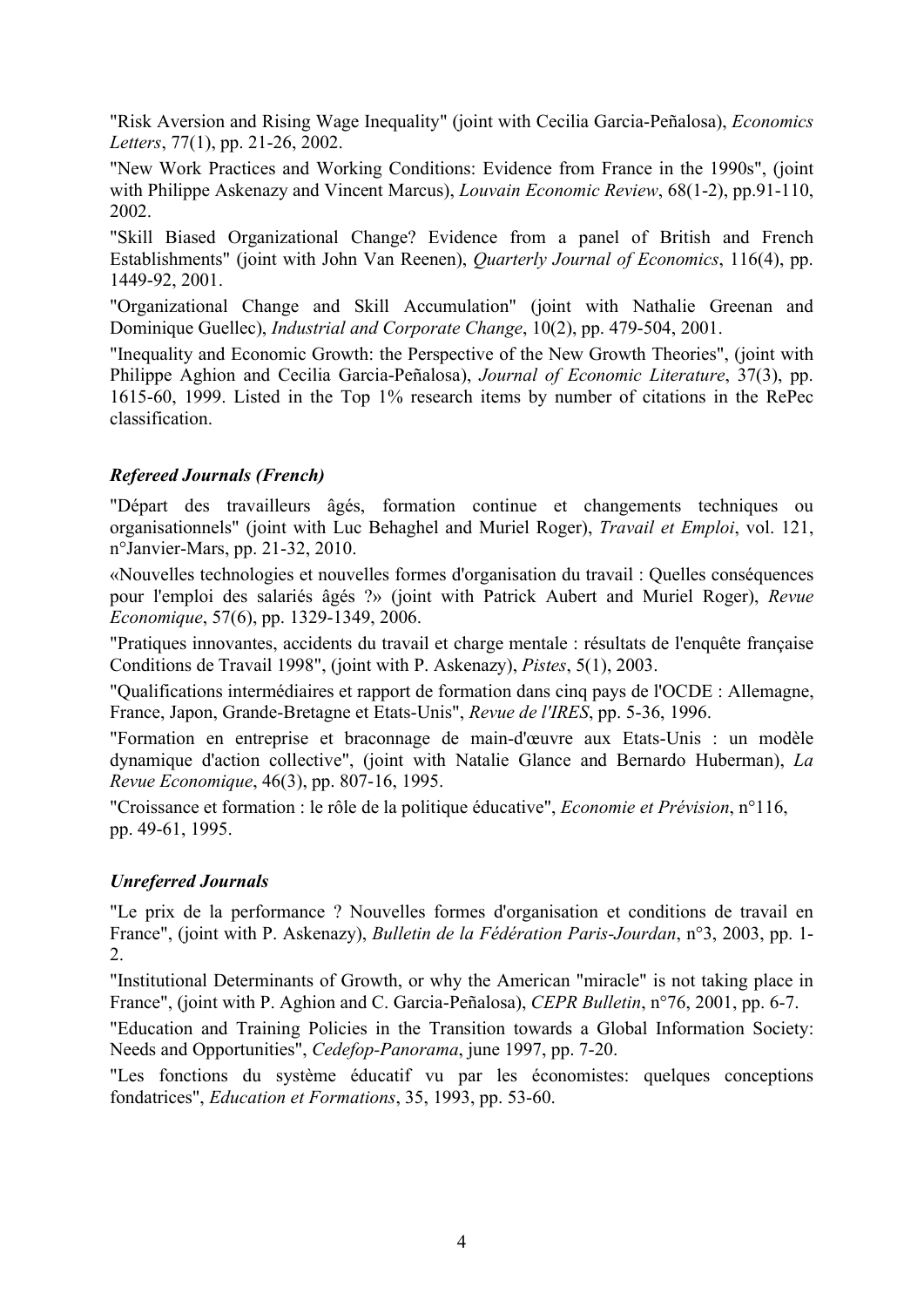"Risk Aversion and Rising Wage Inequality" (joint with Cecilia Garcia-Peñalosa), *Economics Letters*, 77(1), pp. 21-26, 2002.

"New Work Practices and Working Conditions: Evidence from France in the 1990s", (joint with Philippe Askenazy and Vincent Marcus), *Louvain Economic Review*, 68(1-2), pp.91-110, 2002.

"Skill Biased Organizational Change? Evidence from a panel of British and French Establishments" (joint with John Van Reenen), *Quarterly Journal of Economics*, 116(4), pp. 1449-92, 2001.

"Organizational Change and Skill Accumulation" (joint with Nathalie Greenan and Dominique Guellec), *Industrial and Corporate Change*, 10(2), pp. 479-504, 2001.

"Inequality and Economic Growth: the Perspective of the New Growth Theories", (joint with Philippe Aghion and Cecilia Garcia-Peñalosa), *Journal of Economic Literature*, 37(3), pp. 1615-60, 1999. Listed in the Top 1% research items by number of citations in the RePec classification.

### *Refereed Journals (French)*

"Départ des travailleurs âgés, formation continue et changements techniques ou organisationnels" (joint with Luc Behaghel and Muriel Roger), *Travail et Emploi*, vol. 121, n°Janvier-Mars, pp. 21-32, 2010.

«Nouvelles technologies et nouvelles formes d'organisation du travail : Quelles conséquences pour l'emploi des salariés âgés ?» (joint with Patrick Aubert and Muriel Roger), *Revue Economique*, 57(6), pp. 1329-1349, 2006.

"Pratiques innovantes, accidents du travail et charge mentale : résultats de l'enquête française Conditions de Travail 1998", (joint with P. Askenazy), *Pistes*, 5(1), 2003.

"Qualifications intermédiaires et rapport de formation dans cinq pays de l'OCDE : Allemagne, France, Japon, Grande-Bretagne et Etats-Unis", *Revue de l'IRES*, pp. 5-36, 1996.

"Formation en entreprise et braconnage de main-d'œuvre aux Etats-Unis : un modèle dynamique d'action collective", (joint with Natalie Glance and Bernardo Huberman), *La Revue Economique*, 46(3), pp. 807-16, 1995.

"Croissance et formation : le rôle de la politique éducative", *Economie et Prévision*, n°116, pp. 49-61, 1995.

### *Unreferred Journals*

"Le prix de la performance ? Nouvelles formes d'organisation et conditions de travail en France", (joint with P. Askenazy), *Bulletin de la Fédération Paris-Jourdan*, n°3, 2003, pp. 1-2.

"Institutional Determinants of Growth, or why the American "miracle" is not taking place in France", (joint with P. Aghion and C. Garcia-Peñalosa), *CEPR Bulletin*, n°76, 2001, pp. 6-7.

"Education and Training Policies in the Transition towards a Global Information Society: Needs and Opportunities", *Cedefop-Panorama*, june 1997, pp. 7-20.

"Les fonctions du système éducatif vu par les économistes: quelques conceptions fondatrices", *Education et Formations*, 35, 1993, pp. 53-60.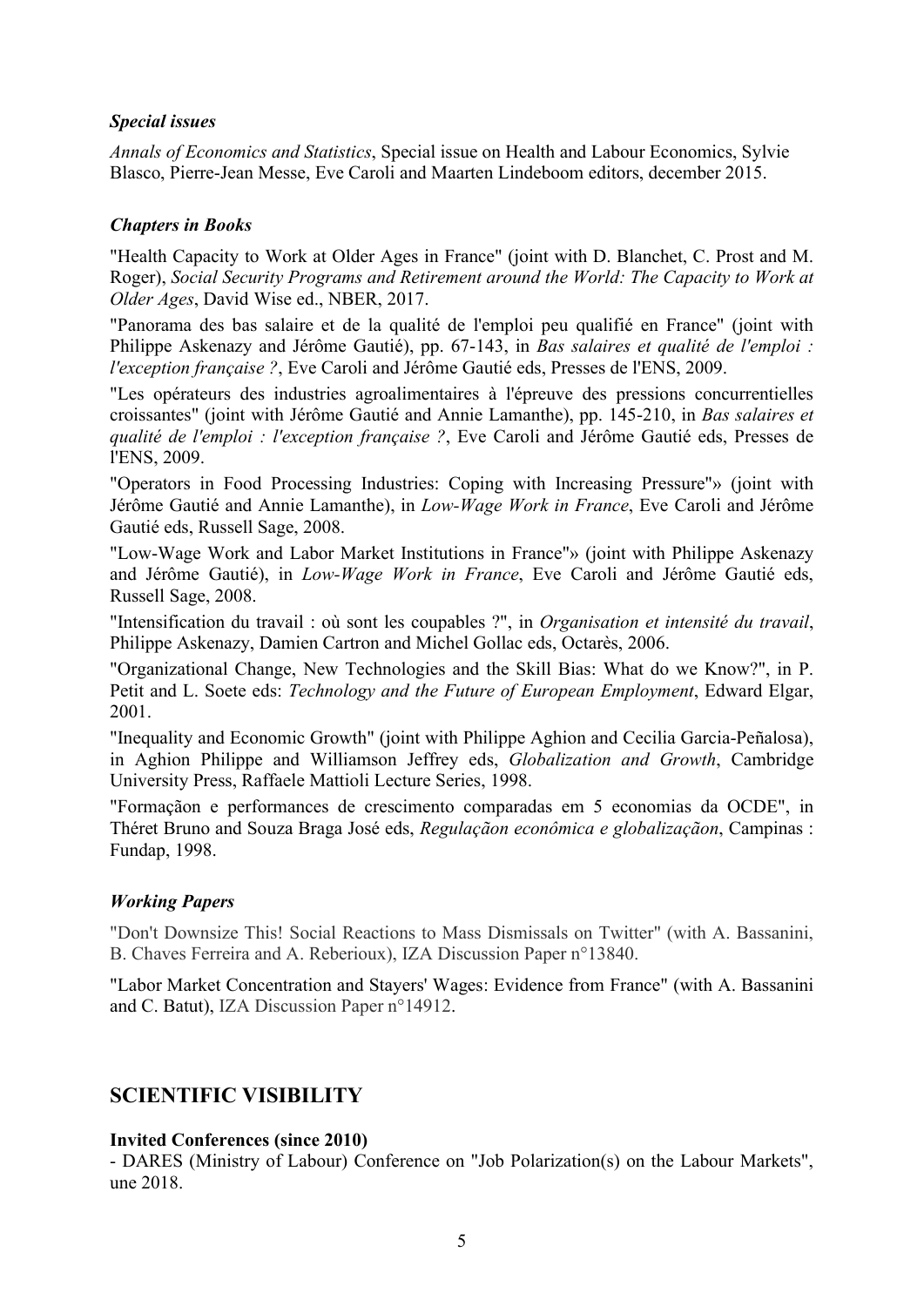### *Special issues*

*Annals of Economics and Statistics*, Special issue on Health and Labour Economics, Sylvie Blasco, Pierre-Jean Messe, Eve Caroli and Maarten Lindeboom editors, december 2015.

### *Chapters in Books*

"Health Capacity to Work at Older Ages in France" (joint with D. Blanchet, C. Prost and M. Roger), *Social Security Programs and Retirement around the World: The Capacity to Work at Older Ages*, David Wise ed., NBER, 2017.

"Panorama des bas salaire et de la qualité de l'emploi peu qualifié en France" (joint with Philippe Askenazy and Jérôme Gautié), pp. 67-143, in *Bas salaires et qualité de l'emploi : l'exception française ?*, Eve Caroli and Jérôme Gautié eds, Presses de l'ENS, 2009.

"Les opérateurs des industries agroalimentaires à l'épreuve des pressions concurrentielles croissantes" (joint with Jérôme Gautié and Annie Lamanthe), pp. 145-210, in *Bas salaires et qualité de l'emploi : l'exception française ?*, Eve Caroli and Jérôme Gautié eds, Presses de l'ENS, 2009.

"Operators in Food Processing Industries: Coping with Increasing Pressure"» (joint with Jérôme Gautié and Annie Lamanthe), in *Low-Wage Work in France*, Eve Caroli and Jérôme Gautié eds, Russell Sage, 2008.

"Low-Wage Work and Labor Market Institutions in France"» (joint with Philippe Askenazy and Jérôme Gautié), in *Low-Wage Work in France*, Eve Caroli and Jérôme Gautié eds, Russell Sage, 2008.

"Intensification du travail : où sont les coupables ?", in *Organisation et intensité du travail*, Philippe Askenazy, Damien Cartron and Michel Gollac eds, Octarès, 2006.

"Organizational Change, New Technologies and the Skill Bias: What do we Know?", in P. Petit and L. Soete eds: *Technology and the Future of European Employment*, Edward Elgar, 2001.

"Inequality and Economic Growth" (joint with Philippe Aghion and Cecilia Garcia-Peñalosa), in Aghion Philippe and Williamson Jeffrey eds, *Globalization and Growth*, Cambridge University Press, Raffaele Mattioli Lecture Series, 1998.

"Formaçãon e performances de crescimento comparadas em 5 economias da OCDE", in Théret Bruno and Souza Braga José eds, *Regulaçãon econômica e globalizaçãon*, Campinas : Fundap, 1998.

### *Working Papers*

"Don't Downsize This! Social Reactions to Mass Dismissals on Twitter" (with A. Bassanini, B. Chaves Ferreira and A. Reberioux), IZA Discussion Paper n°13840.

"Labor Market Concentration and Stayers' Wages: Evidence from France" (with A. Bassanini and C. Batut), IZA Discussion Paper n°14912.

## SCIENTIFIC VISIBILITY

**Invited Conferences (since 2010)**

- DARES (Ministry of Labour) Conference on "Job Polarization(s) on the Labour Markets", une 2018.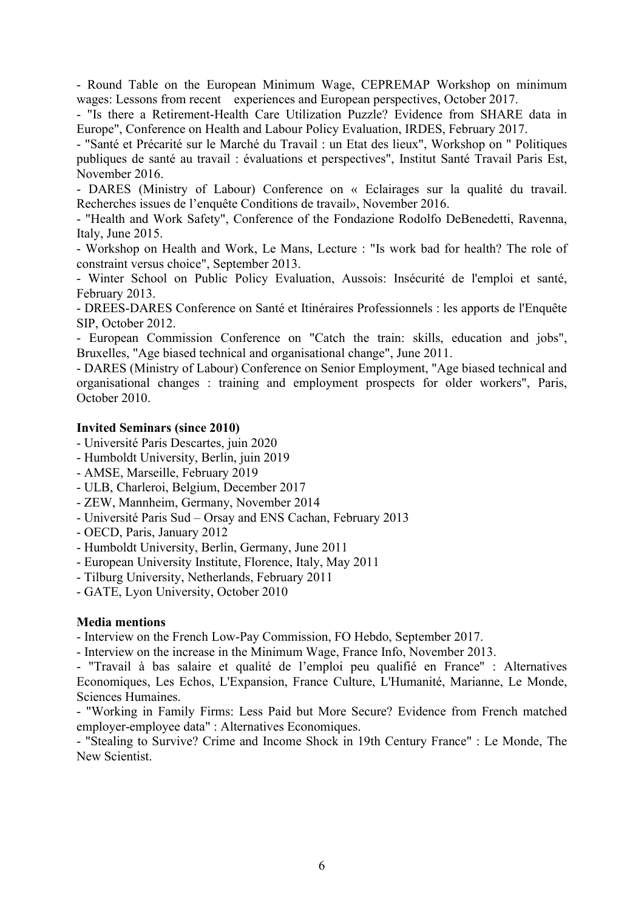- Round Table on the European Minimum Wage, CEPREMAP Workshop on minimum wages: Lessons from recent experiences and European perspectives, October 2017.
- "Is there a Retirement-Health Care Utilization Puzzle? Evidence from SHARE data in Europe", Conference on Health and Labour Policy Evaluation, IRDES, February 2017.
- "Santé et Précarité sur le Marché du Travail : un Etat des lieux", Workshop on " Politiques publiques de santé au travail : évaluations et perspectives", Institut Santé Travail Paris Est, November 2016.
- DARES (Ministry of Labour) Conference on « Eclairages sur la qualité du travail. Recherches issues de l'enquête Conditions de travail», November 2016.
- "Health and Work Safety", Conference of the Fondazione Rodolfo DeBenedetti, Ravenna, Italy, June 2015.
- Workshop on Health and Work, Le Mans, Lecture : "Is work bad for health? The role of constraint versus choice", September 2013.
- Winter School on Public Policy Evaluation, Aussois: Insécurité de l'emploi et santé, February 2013.
- DREES-DARES Conference on Santé et Itinéraires Professionnels : les apports de l'Enquête SIP, October 2012.
- European Commission Conference on "Catch the train: skills, education and jobs", Bruxelles, "Age biased technical and organisational change", June 2011.
- DARES (Ministry of Labour) Conference on Senior Employment, "Age biased technical and organisational changes : training and employment prospects for older workers", Paris, October 2010.

**Invited Seminars (since 2010)**

- Université Paris Descartes, juin 2020
- Humboldt University, Berlin, juin 2019
- AMSE, Marseille, February 2019
- ULB, Charleroi, Belgium, December 2017
- ZEW, Mannheim, Germany, November 2014
- Université Paris Sud – Orsay and ENS Cachan, February 2013
- OECD, Paris, January 2012
- Humboldt University, Berlin, Germany, June 2011
- European University Institute, Florence, Italy, May 2011
- Tilburg University, Netherlands, February 2011
- GATE, Lyon University, October 2010

**Media mentions**

- Interview on the French Low-Pay Commission, FO Hebdo, September 2017.
- Interview on the increase in the Minimum Wage, France Info, November 2013.
- "Travail à bas salaire et qualité de l'emploi peu qualifié en France" : Alternatives Economiques, Les Echos, L'Expansion, France Culture, L'Humanité, Marianne, Le Monde, Sciences Humaines.
- "Working in Family Firms: Less Paid but More Secure? Evidence from French matched employer-employee data" : Alternatives Economiques.
- "Stealing to Survive? Crime and Income Shock in 19th Century France" : Le Monde, The New Scientist.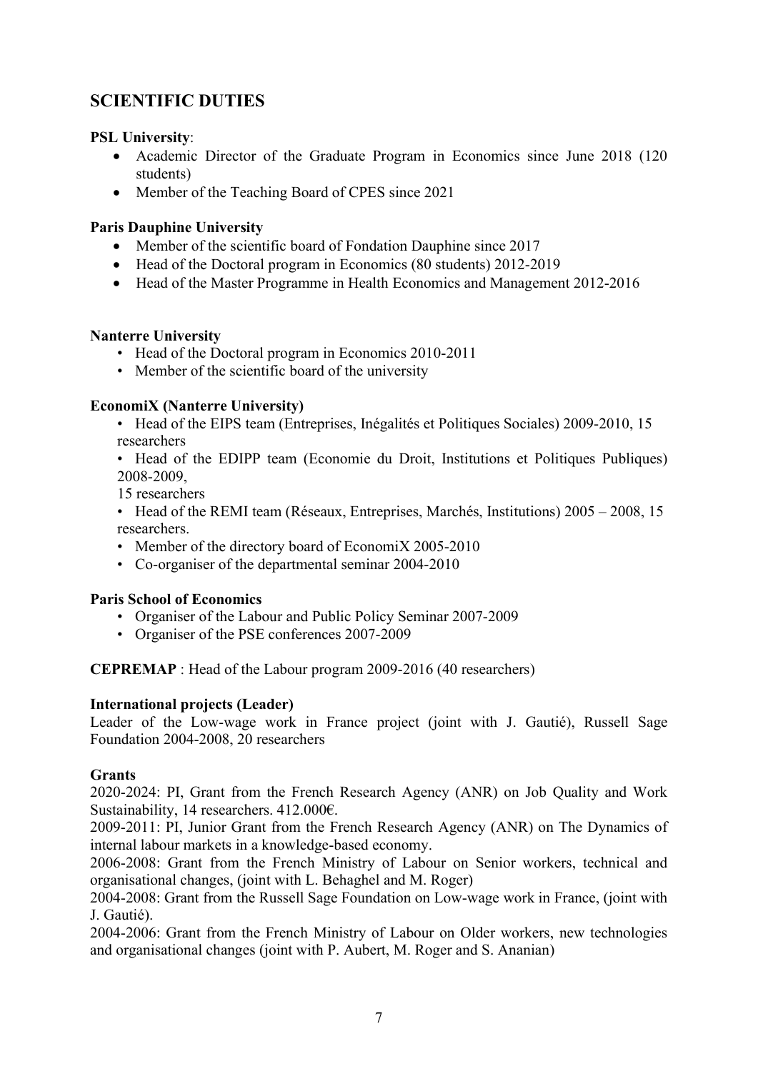## SCIENTIFIC DUTIES

**PSL University**:

- Academic Director of the Graduate Program in Economics since June 2018 (120 students)
- Member of the Teaching Board of CPES since 2021

**Paris Dauphine University**

- Member of the scientific board of Fondation Dauphine since 2017
- Head of the Doctoral program in Economics (80 students) 2012-2019
- Head of the Master Programme in Health Economics and Management 2012-2016

**Nanterre University**

- Head of the Doctoral program in Economics 2010-2011
- Member of the scientific board of the university

**EconomiX (Nanterre University)**

- Head of the EIPS team (Entreprises, Inégalités et Politiques Sociales) 2009-2010, 15 researchers
- Head of the EDIPP team (Economie du Droit, Institutions et Politiques Publiques) 2008-2009, 15 researchers
- Head of the REMI team (Réseaux, Entreprises, Marchés, Institutions) 2005 – 2008, 15 researchers.
- Member of the directory board of EconomiX 2005-2010
- Co-organiser of the departmental seminar 2004-2010

**Paris School of Economics**

- Organiser of the Labour and Public Policy Seminar 2007-2009
- Organiser of the PSE conferences 2007-2009

**CEPREMAP** : Head of the Labour program 2009-2016 (40 researchers)

**International projects (Leader)**

Leader of the Low-wage work in France project (joint with J. Gautié), Russell Sage Foundation 2004-2008, 20 researchers

**Grants**

2020-2024: PI, Grant from the French Research Agency (ANR) on Job Quality and Work Sustainability, 14 researchers. 412.000€.

2009-2011: PI, Junior Grant from the French Research Agency (ANR) on The Dynamics of internal labour markets in a knowledge-based economy.

2006-2008: Grant from the French Ministry of Labour on Senior workers, technical and organisational changes, (joint with L. Behaghel and M. Roger)

2004-2008: Grant from the Russell Sage Foundation on Low-wage work in France, (joint with J. Gautié).

2004-2006: Grant from the French Ministry of Labour on Older workers, new technologies and organisational changes (joint with P. Aubert, M. Roger and S. Ananian)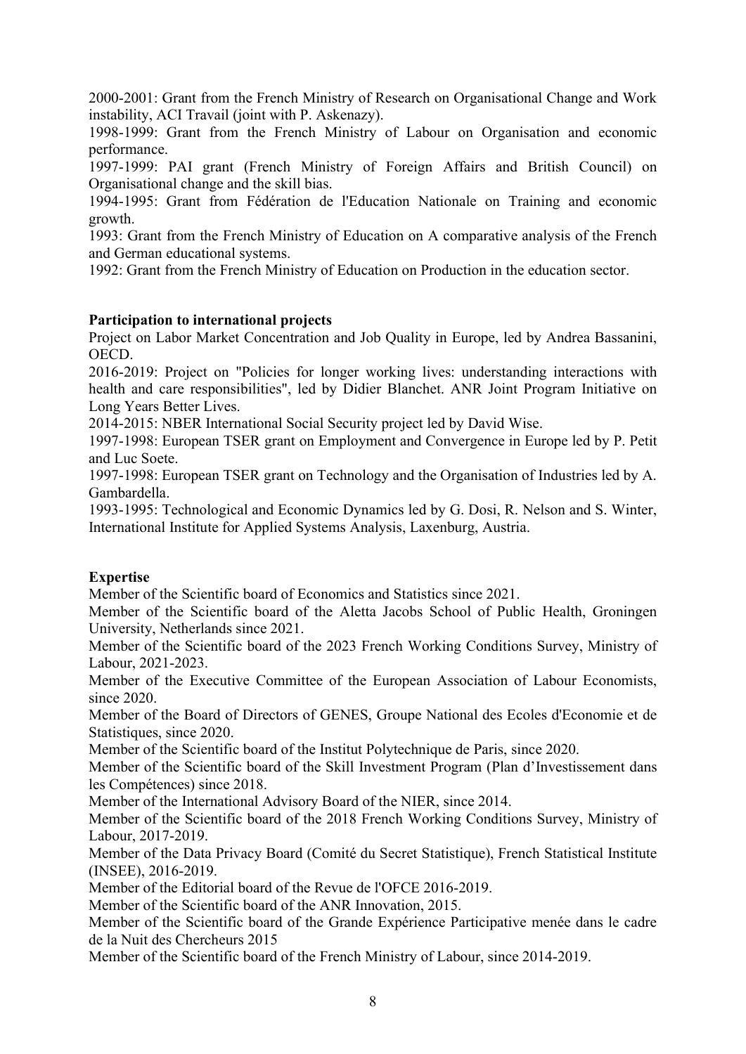2000-2001: Grant from the French Ministry of Research on Organisational Change and Work instability, ACI Travail (joint with P. Askenazy).

1998-1999: Grant from the French Ministry of Labour on Organisation and economic performance.

1997-1999: PAI grant (French Ministry of Foreign Affairs and British Council) on Organisational change and the skill bias.

1994-1995: Grant from Fédération de l'Education Nationale on Training and economic growth.

1993: Grant from the French Ministry of Education on A comparative analysis of the French and German educational systems.

1992: Grant from the French Ministry of Education on Production in the education sector.

**Participation to international projects**

Project on Labor Market Concentration and Job Quality in Europe, led by Andrea Bassanini, OECD.

2016-2019: Project on "Policies for longer working lives: understanding interactions with health and care responsibilities", led by Didier Blanchet. ANR Joint Program Initiative on Long Years Better Lives.

2014-2015: NBER International Social Security project led by David Wise.

1997-1998: European TSER grant on Employment and Convergence in Europe led by P. Petit and Luc Soete.

1997-1998: European TSER grant on Technology and the Organisation of Industries led by A. Gambardella.

1993-1995: Technological and Economic Dynamics led by G. Dosi, R. Nelson and S. Winter, International Institute for Applied Systems Analysis, Laxenburg, Austria.

**Expertise**

Member of the Scientific board of Economics and Statistics since 2021.

Member of the Scientific board of the Aletta Jacobs School of Public Health, Groningen University, Netherlands since 2021.

Member of the Scientific board of the 2023 French Working Conditions Survey, Ministry of Labour, 2021-2023.

Member of the Executive Committee of the European Association of Labour Economists, since 2020.

Member of the Board of Directors of GENES, Groupe National des Ecoles d'Economie et de Statistiques, since 2020.

Member of the Scientific board of the Institut Polytechnique de Paris, since 2020.

Member of the Scientific board of the Skill Investment Program (Plan d'Investissement dans les Compétences) since 2018.

Member of the International Advisory Board of the NIER, since 2014.

Member of the Scientific board of the 2018 French Working Conditions Survey, Ministry of Labour, 2017-2019.

Member of the Data Privacy Board (Comité du Secret Statistique), French Statistical Institute (INSEE), 2016-2019.

Member of the Editorial board of the Revue de l'OFCE 2016-2019.

Member of the Scientific board of the ANR Innovation, 2015.

Member of the Scientific board of the Grande Expérience Participative menée dans le cadre de la Nuit des Chercheurs 2015

Member of the Scientific board of the French Ministry of Labour, since 2014-2019.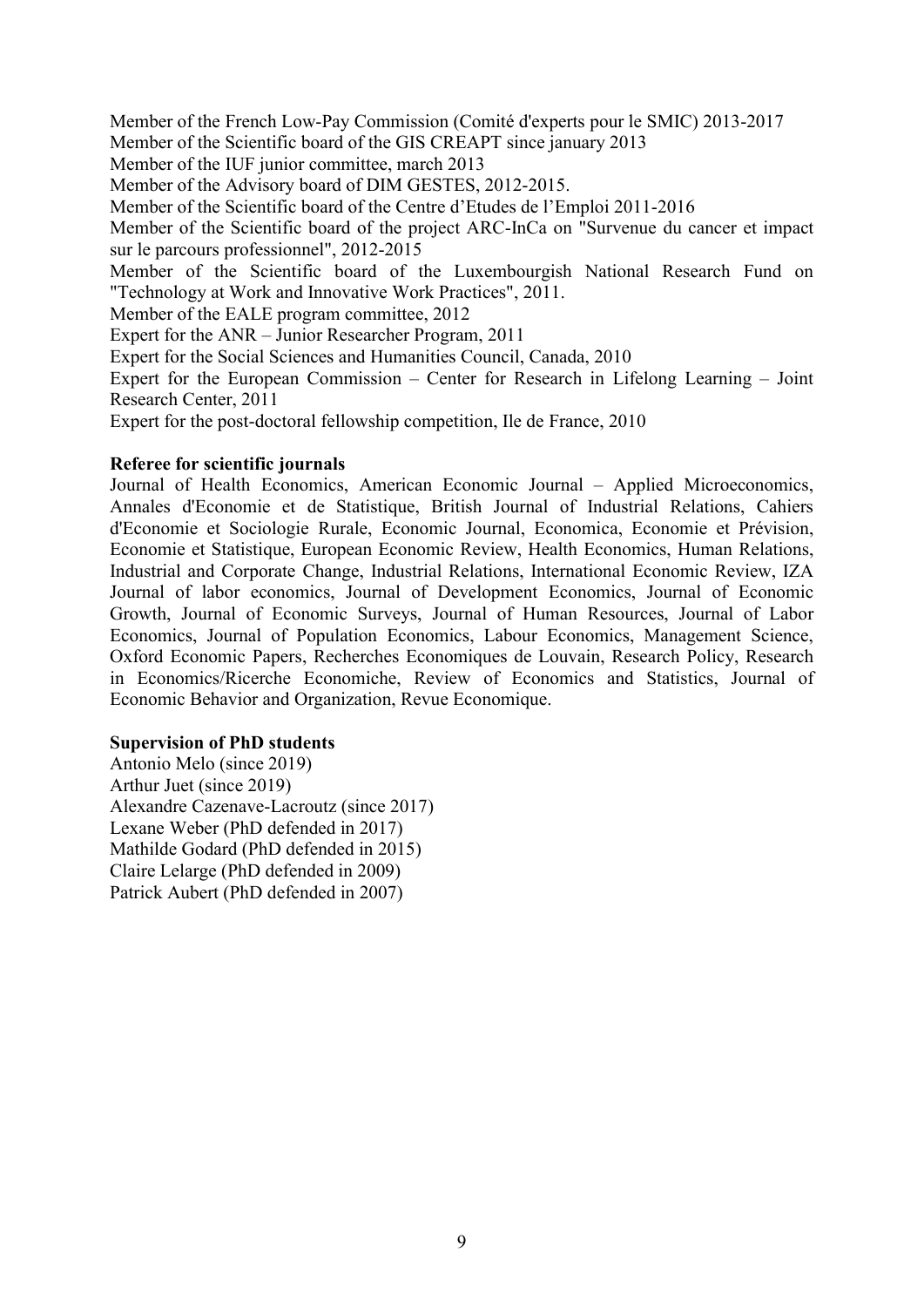Member of the French Low-Pay Commission (Comité d'experts pour le SMIC) 2013-2017

Member of the Scientific board of the GIS CREAPT since january 2013

Member of the IUF junior committee, march 2013

Member of the Advisory board of DIM GESTES, 2012-2015.

Member of the Scientific board of the Centre d'Etudes de l'Emploi 2011-2016

Member of the Scientific board of the project ARC-InCa on "Survenue du cancer et impact sur le parcours professionnel", 2012-2015

Member of the Scientific board of the Luxembourgish National Research Fund on "Technology at Work and Innovative Work Practices", 2011.

Member of the EALE program committee, 2012

Expert for the ANR – Junior Researcher Program, 2011

Expert for the Social Sciences and Humanities Council, Canada, 2010

Expert for the European Commission – Center for Research in Lifelong Learning – Joint Research Center, 2011

Expert for the post-doctoral fellowship competition, Ile de France, 2010

**Referee for scientific journals**

Journal of Health Economics, American Economic Journal – Applied Microeconomics, Annales d'Economie et de Statistique, British Journal of Industrial Relations, Cahiers d'Economie et Sociologie Rurale, Economic Journal, Economica, Economie et Prévision, Economie et Statistique, European Economic Review, Health Economics, Human Relations, Industrial and Corporate Change, Industrial Relations, International Economic Review, IZA Journal of labor economics, Journal of Development Economics, Journal of Economic Growth, Journal of Economic Surveys, Journal of Human Resources, Journal of Labor Economics, Journal of Population Economics, Labour Economics, Management Science, Oxford Economic Papers, Recherches Economiques de Louvain, Research Policy, Research in Economics/Ricerche Economiche, Review of Economics and Statistics, Journal of Economic Behavior and Organization, Revue Economique.

**Supervision of PhD students**

Antonio Melo (since 2019)

Arthur Juet (since 2019)

Alexandre Cazenave-Lacroutz (since 2017)

Lexane Weber (PhD defended in 2017)

Mathilde Godard (PhD defended in 2015)

Claire Lelarge (PhD defended in 2009)

Patrick Aubert (PhD defended in 2007)